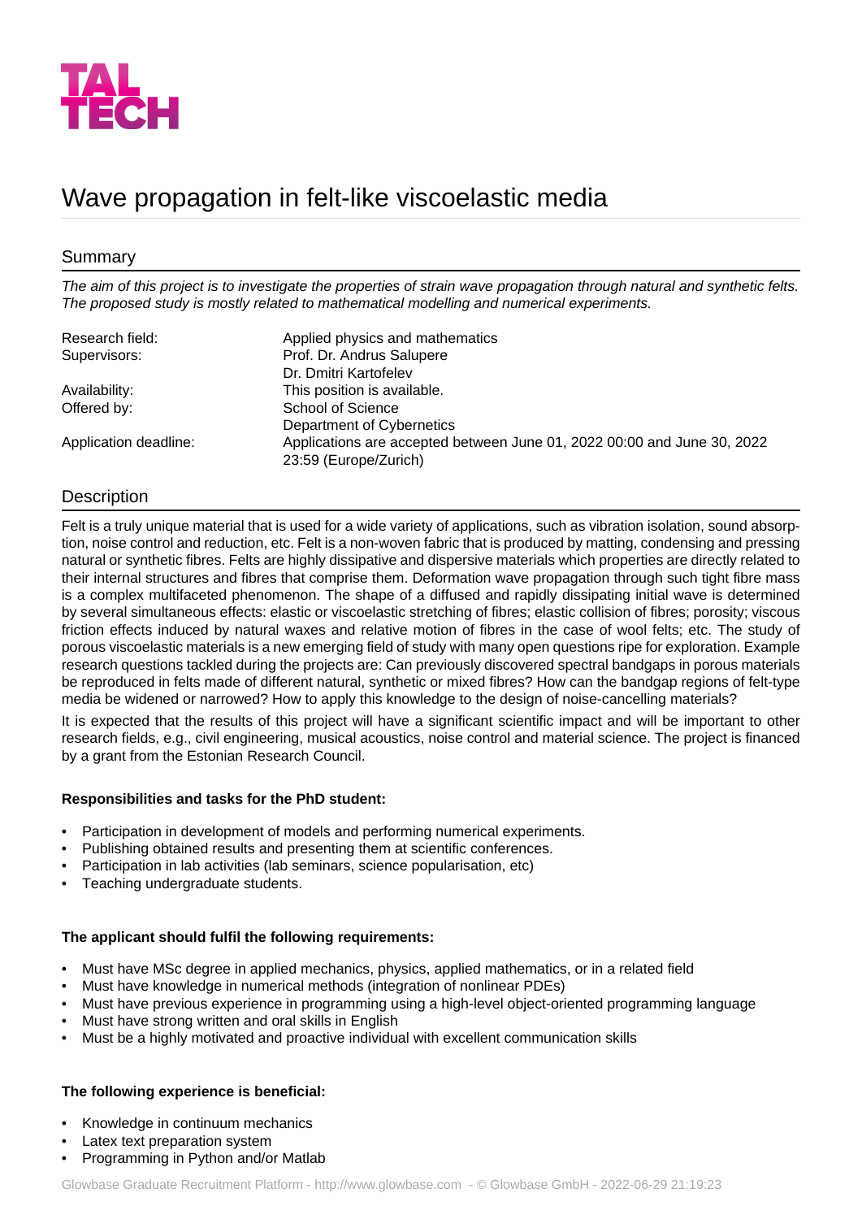TAL TECH

# Wave propagation in felt-like viscoelastic media

## Summary

*The aim of this project is to investigate the properties of strain wave propagation through natural and synthetic felts. The proposed study is mostly related to mathematical modelling and numerical experiments.*

| | |
|---|---|
| Research field: | Applied physics and mathematics |
| Supervisors: | Prof. Dr. Andrus Salupere<br>Dr. Dmitri Kartofelev |
| Availability: | This position is available. |
| Offered by: | School of Science<br>Department of Cybernetics |
| Application deadline: | Applications are accepted between June 01, 2022 00:00 and June 30, 2022 23:59 (Europe/Zurich) |

## Description

Felt is a truly unique material that is used for a wide variety of applications, such as vibration isolation, sound absorption, noise control and reduction, etc. Felt is a non-woven fabric that is produced by matting, condensing and pressing natural or synthetic fibres. Felts are highly dissipative and dispersive materials which properties are directly related to their internal structures and fibres that comprise them. Deformation wave propagation through such tight fibre mass is a complex multifaceted phenomenon. The shape of a diffused and rapidly dissipating initial wave is determined by several simultaneous effects: elastic or viscoelastic stretching of fibres; elastic collision of fibres; porosity; viscous friction effects induced by natural waxes and relative motion of fibres in the case of wool felts; etc. The study of porous viscoelastic materials is a new emerging field of study with many open questions ripe for exploration. Example research questions tackled during the projects are: Can previously discovered spectral bandgaps in porous materials be reproduced in felts made of different natural, synthetic or mixed fibres? How can the bandgap regions of felt-type media be widened or narrowed? How to apply this knowledge to the design of noise-cancelling materials?

It is expected that the results of this project will have a significant scientific impact and will be important to other research fields, e.g., civil engineering, musical acoustics, noise control and material science. The project is financed by a grant from the Estonian Research Council.

**Responsibilities and tasks for the PhD student:**

- Participation in development of models and performing numerical experiments.
- Publishing obtained results and presenting them at scientific conferences.
- Participation in lab activities (lab seminars, science popularisation, etc)
- Teaching undergraduate students.

**The applicant should fulfil the following requirements:**

- Must have MSc degree in applied mechanics, physics, applied mathematics, or in a related field
- Must have knowledge in numerical methods (integration of nonlinear PDEs)
- Must have previous experience in programming using a high-level object-oriented programming language
- Must have strong written and oral skills in English
- Must be a highly motivated and proactive individual with excellent communication skills

**The following experience is beneficial:**

- Knowledge in continuum mechanics
- Latex text preparation system
- Programming in Python and/or Matlab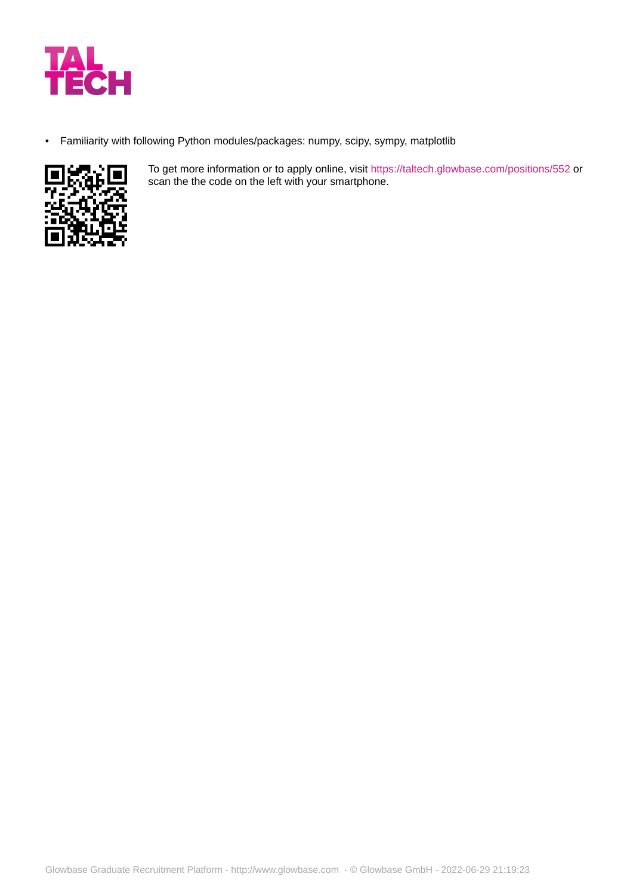- Familiarity with following Python modules/packages: numpy, scipy, sympy, matplotlib

To get more information or to apply online, visit https://taltech.glowbase.com/positions/552 or scan the the code on the left with your smartphone.